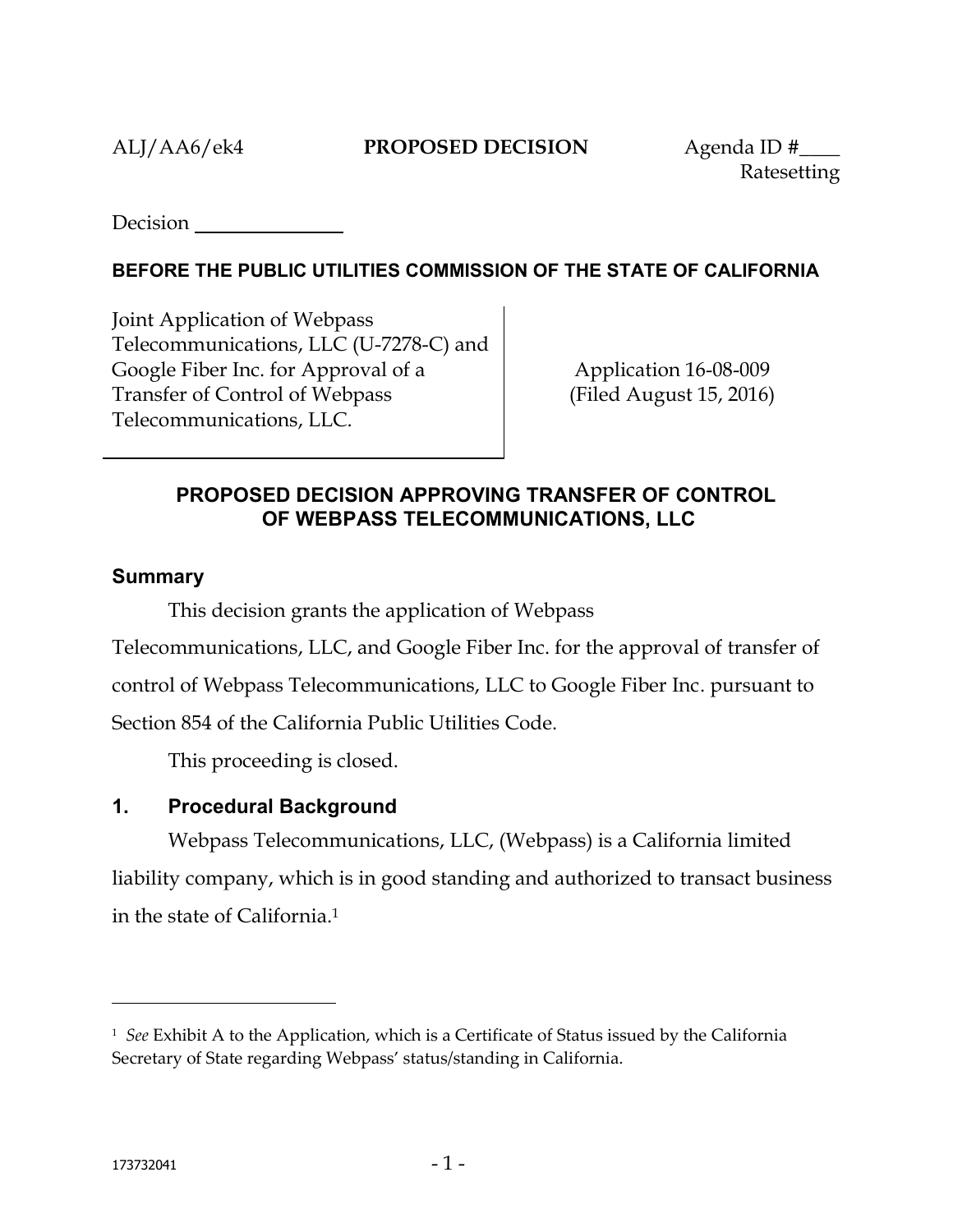ALJ/AA6/ek4 **PROPOSED DECISION** Agenda ID #____
Ratesetting

Decision ______________

**BEFORE THE PUBLIC UTILITIES COMMISSION OF THE STATE OF CALIFORNIA**

| | |
|---|---|
| Joint Application of Webpass Telecommunications, LLC (U-7278-C) and Google Fiber Inc. for Approval of a Transfer of Control of Webpass Telecommunications, LLC. | Application 16-08-009 (Filed August 15, 2016) |

## PROPOSED DECISION APPROVING TRANSFER OF CONTROL OF WEBPASS TELECOMMUNICATIONS, LLC

### Summary

This decision grants the application of Webpass Telecommunications, LLC, and Google Fiber Inc. for the approval of transfer of control of Webpass Telecommunications, LLC to Google Fiber Inc. pursuant to Section 854 of the California Public Utilities Code.

This proceeding is closed.

### 1. Procedural Background

Webpass Telecommunications, LLC, (Webpass) is a California limited liability company, which is in good standing and authorized to transact business in the state of California.[1]

---

[1] *See* Exhibit A to the Application, which is a Certificate of Status issued by the California Secretary of State regarding Webpass' status/standing in California.

173732041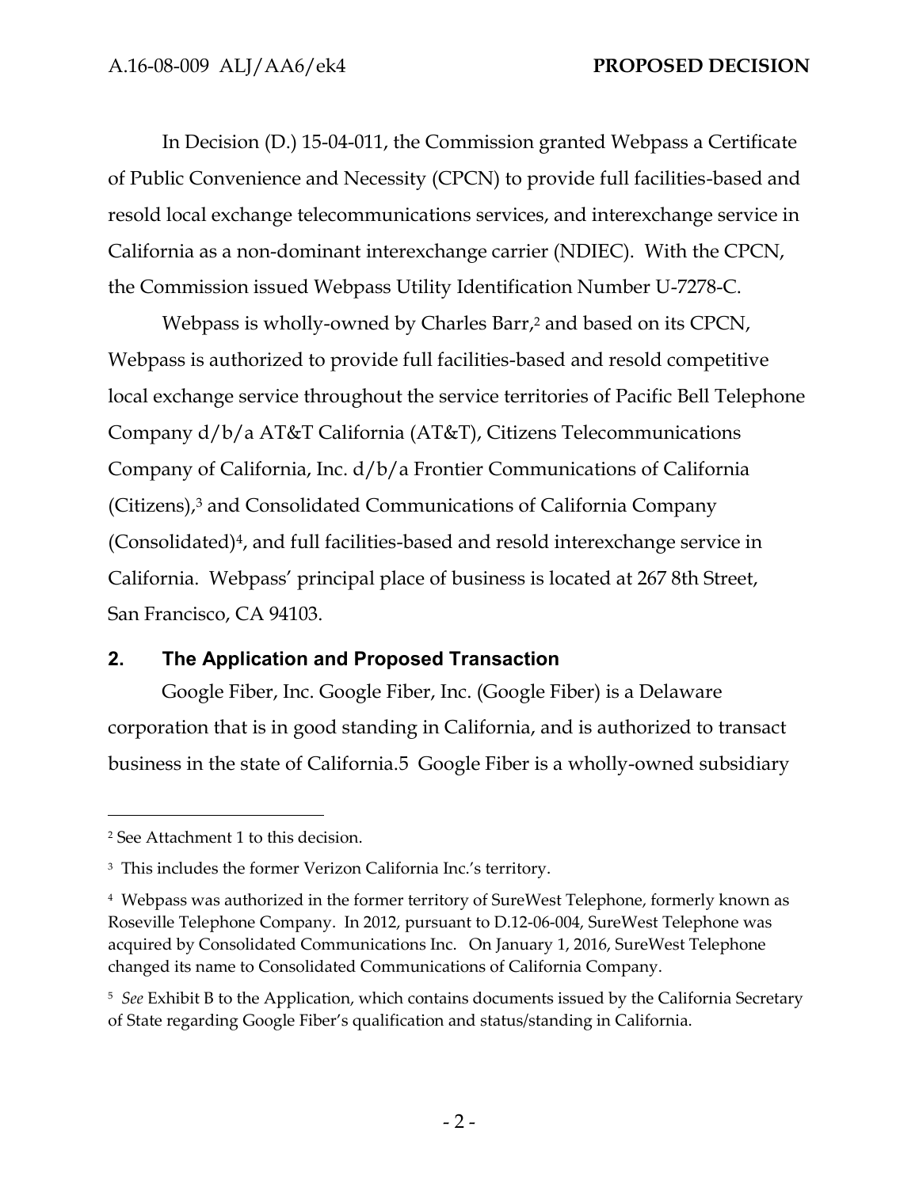In Decision (D.) 15-04-011, the Commission granted Webpass a Certificate of Public Convenience and Necessity (CPCN) to provide full facilities-based and resold local exchange telecommunications services, and interexchange service in California as a non-dominant interexchange carrier (NDIEC). With the CPCN, the Commission issued Webpass Utility Identification Number U-7278-C.

Webpass is wholly-owned by Charles Barr,[2] and based on its CPCN, Webpass is authorized to provide full facilities-based and resold competitive local exchange service throughout the service territories of Pacific Bell Telephone Company d/b/a AT&T California (AT&T), Citizens Telecommunications Company of California, Inc. d/b/a Frontier Communications of California (Citizens),[3] and Consolidated Communications of California Company (Consolidated)[4], and full facilities-based and resold interexchange service in California. Webpass' principal place of business is located at 267 8th Street, San Francisco, CA 94103.

## 2. The Application and Proposed Transaction

Google Fiber, Inc. Google Fiber, Inc. (Google Fiber) is a Delaware corporation that is in good standing in California, and is authorized to transact business in the state of California.5 Google Fiber is a wholly-owned subsidiary

---

[2] See Attachment 1 to this decision.

[3] This includes the former Verizon California Inc.'s territory.

[4] Webpass was authorized in the former territory of SureWest Telephone, formerly known as Roseville Telephone Company. In 2012, pursuant to D.12-06-004, SureWest Telephone was acquired by Consolidated Communications Inc. On January 1, 2016, SureWest Telephone changed its name to Consolidated Communications of California Company.

[5] *See* Exhibit B to the Application, which contains documents issued by the California Secretary of State regarding Google Fiber's qualification and status/standing in California.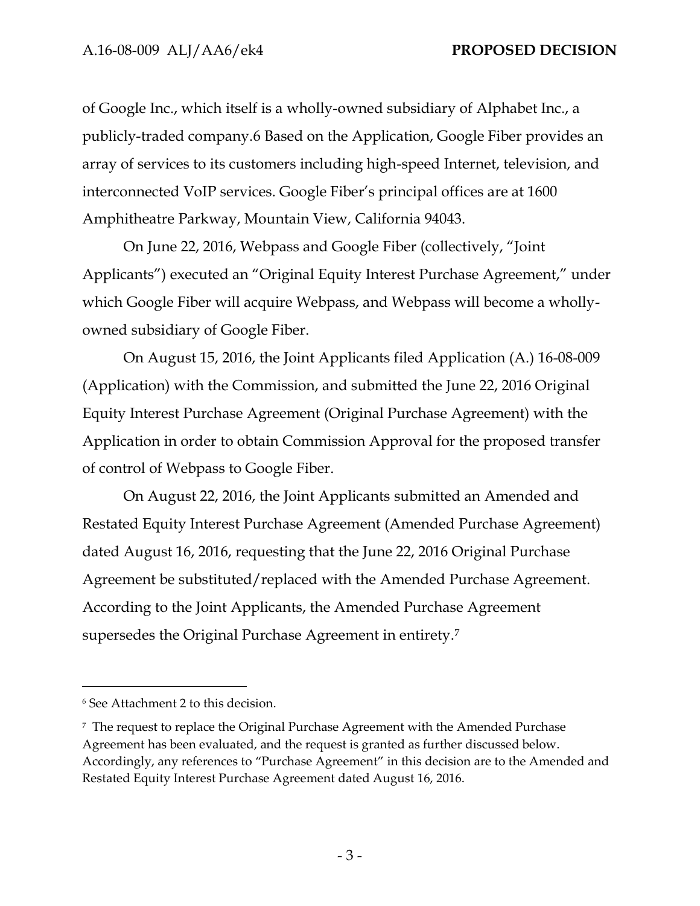of Google Inc., which itself is a wholly-owned subsidiary of Alphabet Inc., a publicly-traded company.[6] Based on the Application, Google Fiber provides an array of services to its customers including high-speed Internet, television, and interconnected VoIP services. Google Fiber's principal offices are at 1600 Amphitheatre Parkway, Mountain View, California 94043.

On June 22, 2016, Webpass and Google Fiber (collectively, "Joint Applicants") executed an "Original Equity Interest Purchase Agreement," under which Google Fiber will acquire Webpass, and Webpass will become a wholly-owned subsidiary of Google Fiber.

On August 15, 2016, the Joint Applicants filed Application (A.) 16-08-009 (Application) with the Commission, and submitted the June 22, 2016 Original Equity Interest Purchase Agreement (Original Purchase Agreement) with the Application in order to obtain Commission Approval for the proposed transfer of control of Webpass to Google Fiber.

On August 22, 2016, the Joint Applicants submitted an Amended and Restated Equity Interest Purchase Agreement (Amended Purchase Agreement) dated August 16, 2016, requesting that the June 22, 2016 Original Purchase Agreement be substituted/replaced with the Amended Purchase Agreement. According to the Joint Applicants, the Amended Purchase Agreement supersedes the Original Purchase Agreement in entirety.[7]

---

[6] See Attachment 2 to this decision.

[7] The request to replace the Original Purchase Agreement with the Amended Purchase Agreement has been evaluated, and the request is granted as further discussed below. Accordingly, any references to "Purchase Agreement" in this decision are to the Amended and Restated Equity Interest Purchase Agreement dated August 16, 2016.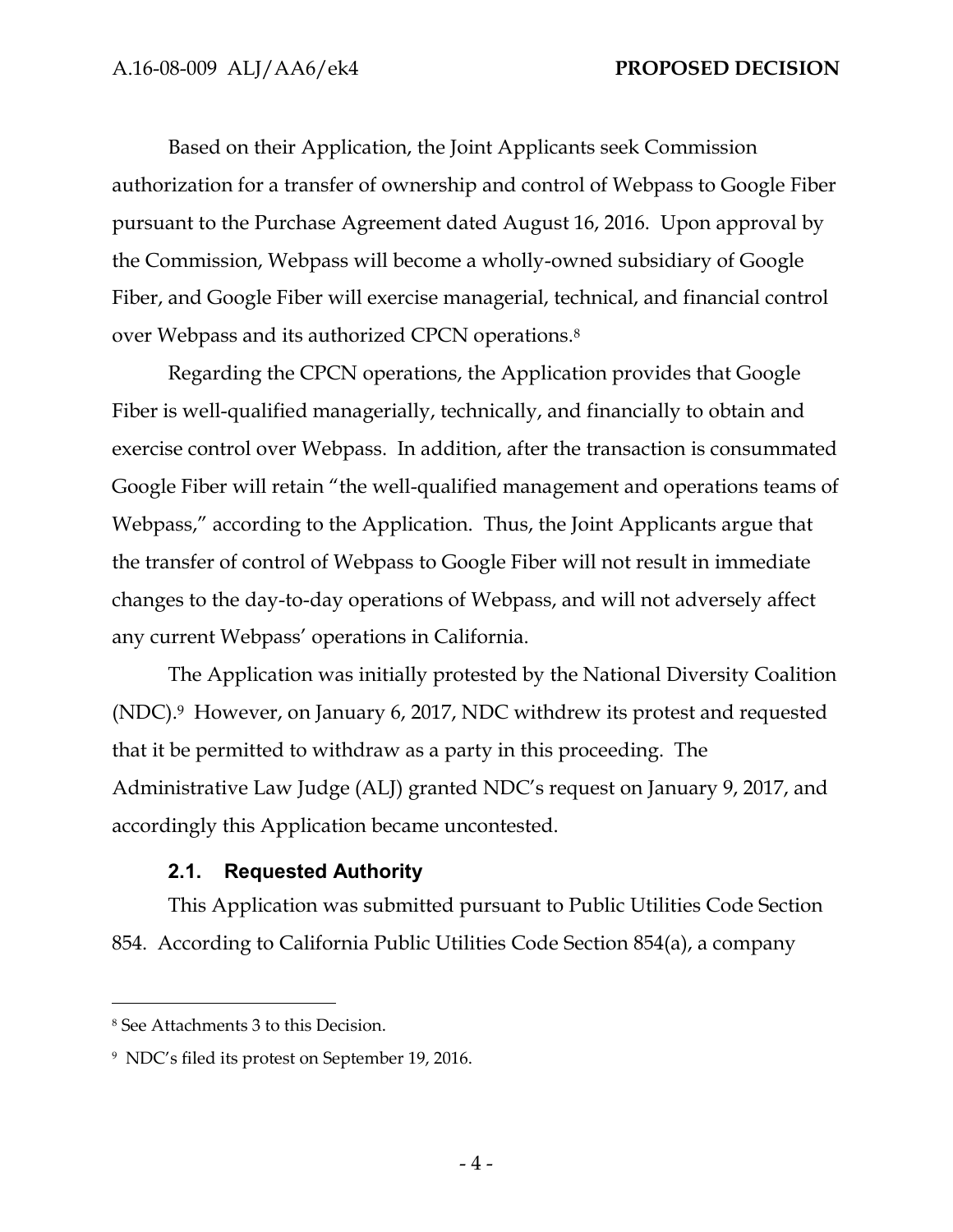Based on their Application, the Joint Applicants seek Commission authorization for a transfer of ownership and control of Webpass to Google Fiber pursuant to the Purchase Agreement dated August 16, 2016. Upon approval by the Commission, Webpass will become a wholly-owned subsidiary of Google Fiber, and Google Fiber will exercise managerial, technical, and financial control over Webpass and its authorized CPCN operations.[8]

Regarding the CPCN operations, the Application provides that Google Fiber is well-qualified managerially, technically, and financially to obtain and exercise control over Webpass. In addition, after the transaction is consummated Google Fiber will retain "the well-qualified management and operations teams of Webpass," according to the Application. Thus, the Joint Applicants argue that the transfer of control of Webpass to Google Fiber will not result in immediate changes to the day-to-day operations of Webpass, and will not adversely affect any current Webpass' operations in California.

The Application was initially protested by the National Diversity Coalition (NDC).[9] However, on January 6, 2017, NDC withdrew its protest and requested that it be permitted to withdraw as a party in this proceeding. The Administrative Law Judge (ALJ) granted NDC's request on January 9, 2017, and accordingly this Application became uncontested.

### 2.1. Requested Authority

This Application was submitted pursuant to Public Utilities Code Section 854. According to California Public Utilities Code Section 854(a), a company

---

[8] See Attachments 3 to this Decision.

[9] NDC's filed its protest on September 19, 2016.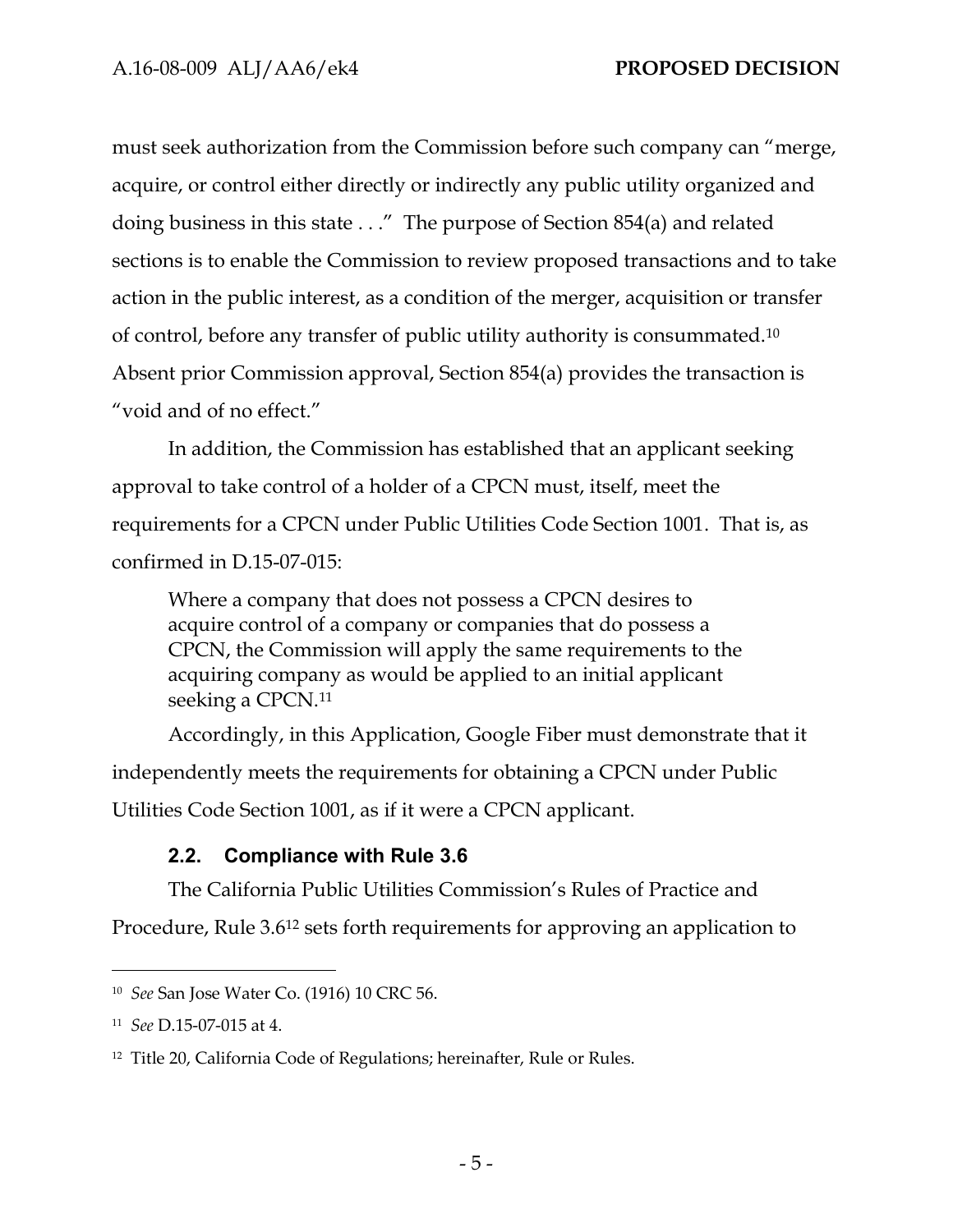must seek authorization from the Commission before such company can "merge, acquire, or control either directly or indirectly any public utility organized and doing business in this state . . ." The purpose of Section 854(a) and related sections is to enable the Commission to review proposed transactions and to take action in the public interest, as a condition of the merger, acquisition or transfer of control, before any transfer of public utility authority is consummated.[10] Absent prior Commission approval, Section 854(a) provides the transaction is "void and of no effect."

In addition, the Commission has established that an applicant seeking approval to take control of a holder of a CPCN must, itself, meet the requirements for a CPCN under Public Utilities Code Section 1001. That is, as confirmed in D.15-07-015:

> Where a company that does not possess a CPCN desires to acquire control of a company or companies that do possess a CPCN, the Commission will apply the same requirements to the acquiring company as would be applied to an initial applicant seeking a CPCN.[11]

Accordingly, in this Application, Google Fiber must demonstrate that it independently meets the requirements for obtaining a CPCN under Public Utilities Code Section 1001, as if it were a CPCN applicant.

### 2.2. Compliance with Rule 3.6

The California Public Utilities Commission's Rules of Practice and Procedure, Rule 3.6[12] sets forth requirements for approving an application to

---

[10] *See* San Jose Water Co. (1916) 10 CRC 56.

[11] *See* D.15-07-015 at 4.

[12] Title 20, California Code of Regulations; hereinafter, Rule or Rules.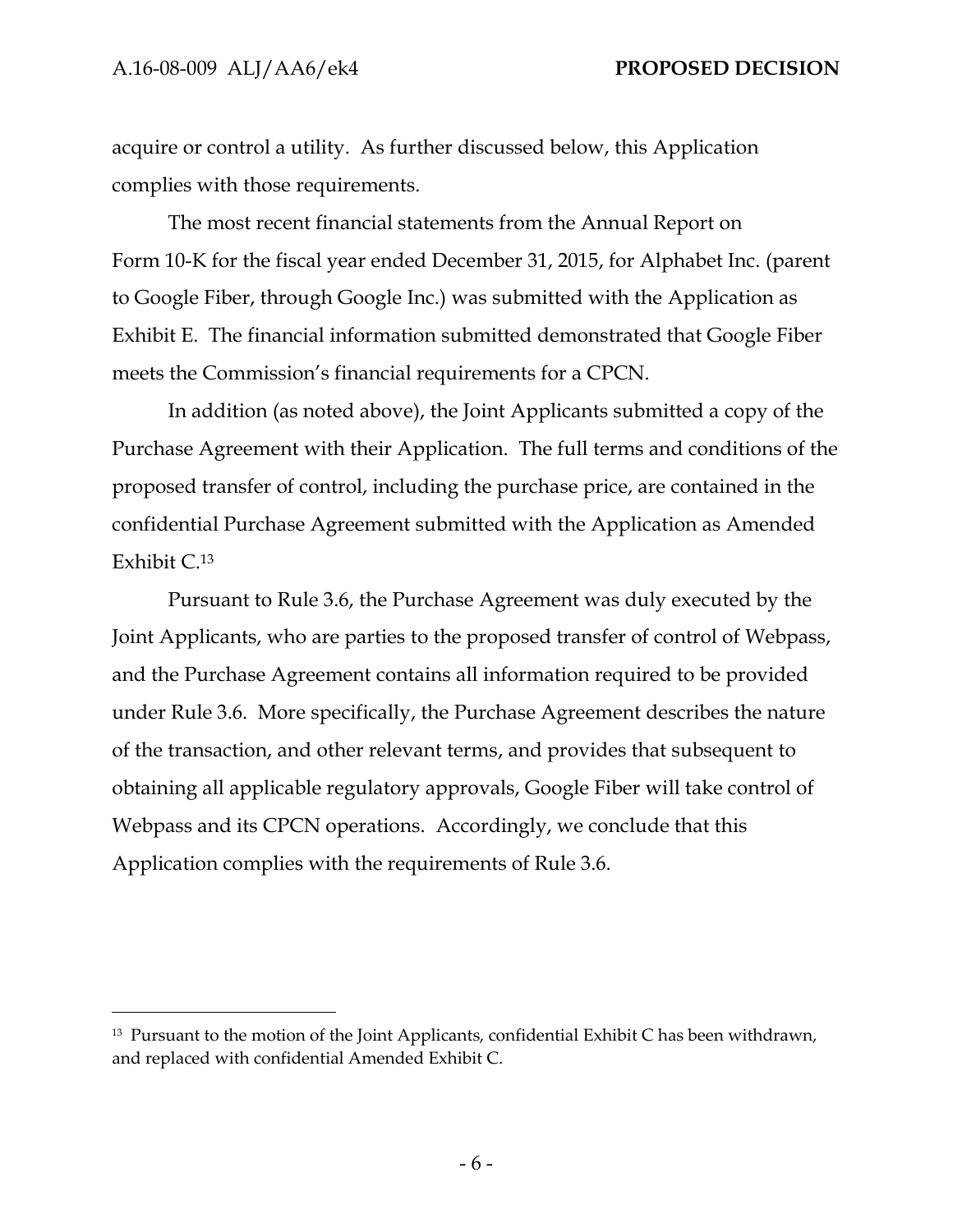acquire or control a utility. As further discussed below, this Application complies with those requirements.

The most recent financial statements from the Annual Report on Form 10-K for the fiscal year ended December 31, 2015, for Alphabet Inc. (parent to Google Fiber, through Google Inc.) was submitted with the Application as Exhibit E. The financial information submitted demonstrated that Google Fiber meets the Commission's financial requirements for a CPCN.

In addition (as noted above), the Joint Applicants submitted a copy of the Purchase Agreement with their Application. The full terms and conditions of the proposed transfer of control, including the purchase price, are contained in the confidential Purchase Agreement submitted with the Application as Amended Exhibit C.[13]

Pursuant to Rule 3.6, the Purchase Agreement was duly executed by the Joint Applicants, who are parties to the proposed transfer of control of Webpass, and the Purchase Agreement contains all information required to be provided under Rule 3.6. More specifically, the Purchase Agreement describes the nature of the transaction, and other relevant terms, and provides that subsequent to obtaining all applicable regulatory approvals, Google Fiber will take control of Webpass and its CPCN operations. Accordingly, we conclude that this Application complies with the requirements of Rule 3.6.

---

[13] Pursuant to the motion of the Joint Applicants, confidential Exhibit C has been withdrawn, and replaced with confidential Amended Exhibit C.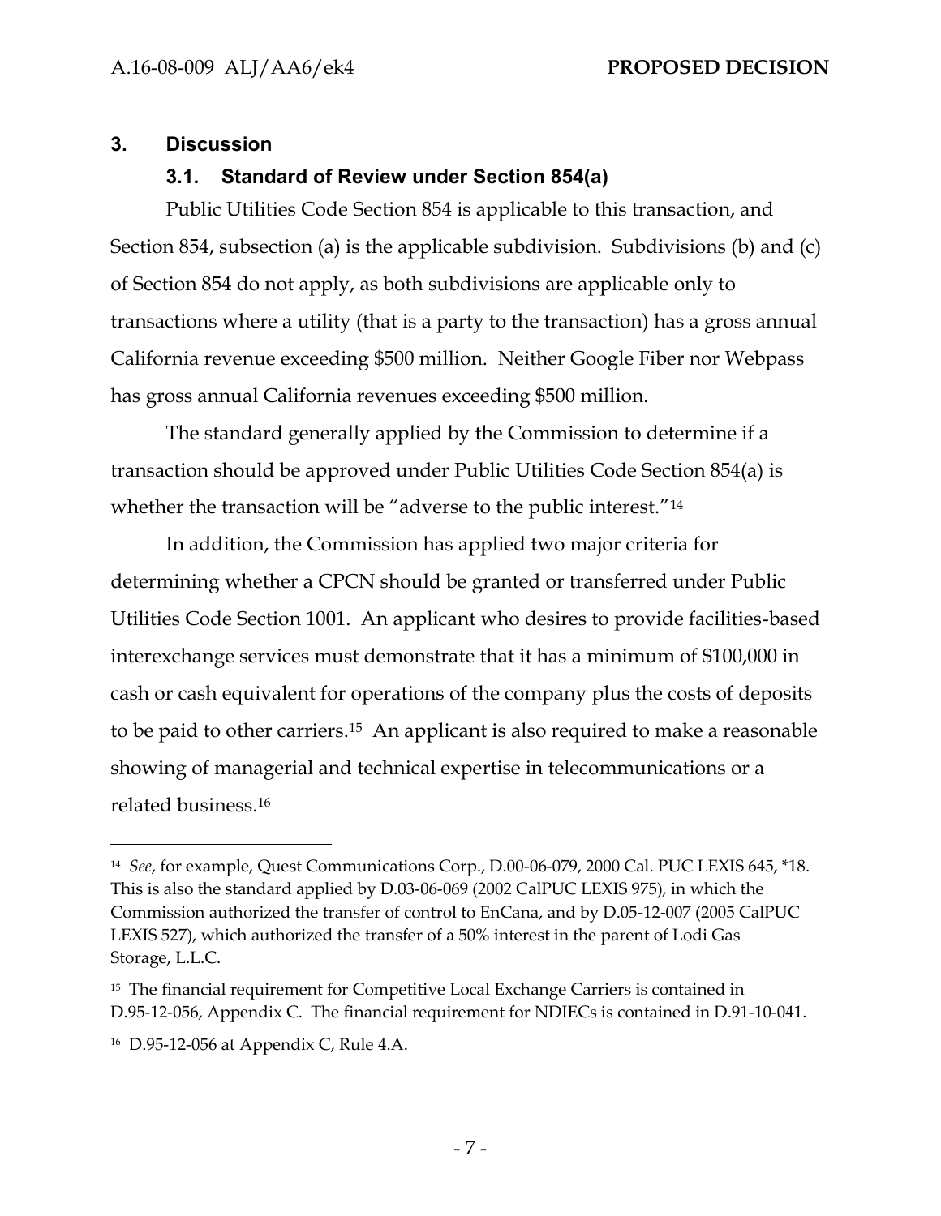## 3. Discussion

### 3.1. Standard of Review under Section 854(a)

Public Utilities Code Section 854 is applicable to this transaction, and Section 854, subsection (a) is the applicable subdivision. Subdivisions (b) and (c) of Section 854 do not apply, as both subdivisions are applicable only to transactions where a utility (that is a party to the transaction) has a gross annual California revenue exceeding $500 million. Neither Google Fiber nor Webpass has gross annual California revenues exceeding $500 million.

The standard generally applied by the Commission to determine if a transaction should be approved under Public Utilities Code Section 854(a) is whether the transaction will be "adverse to the public interest."[14]

In addition, the Commission has applied two major criteria for determining whether a CPCN should be granted or transferred under Public Utilities Code Section 1001. An applicant who desires to provide facilities-based interexchange services must demonstrate that it has a minimum of $100,000 in cash or cash equivalent for operations of the company plus the costs of deposits to be paid to other carriers.[15] An applicant is also required to make a reasonable showing of managerial and technical expertise in telecommunications or a related business.[16]

---

[14] *See*, for example, Quest Communications Corp., D.00-06-079, 2000 Cal. PUC LEXIS 645, *18. This is also the standard applied by D.03-06-069 (2002 CalPUC LEXIS 975), in which the Commission authorized the transfer of control to EnCana, and by D.05-12-007 (2005 CalPUC LEXIS 527), which authorized the transfer of a 50% interest in the parent of Lodi Gas Storage, L.L.C.

[15] The financial requirement for Competitive Local Exchange Carriers is contained in D.95-12-056, Appendix C. The financial requirement for NDIECs is contained in D.91-10-041.

[16] D.95-12-056 at Appendix C, Rule 4.A.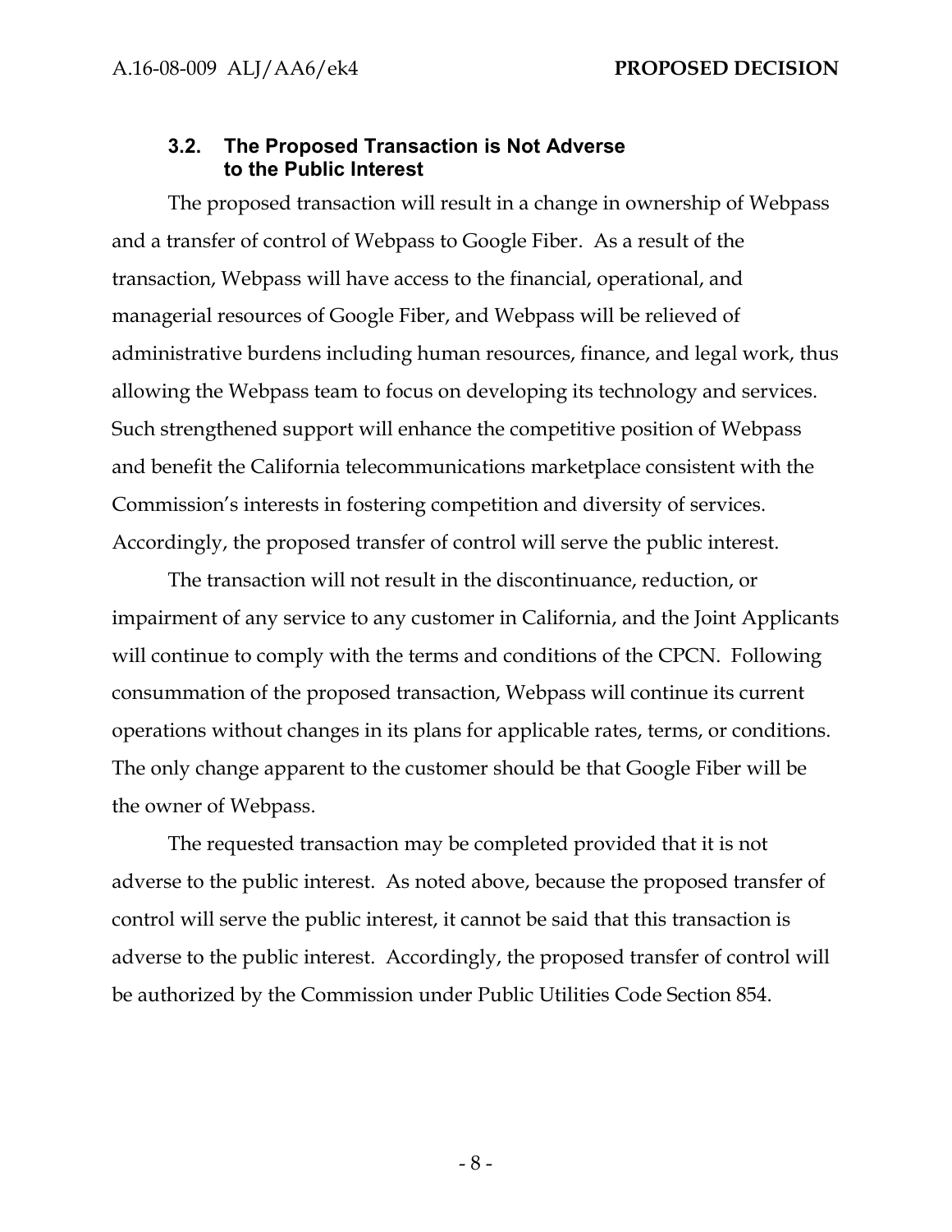### 3.2. The Proposed Transaction is Not Adverse to the Public Interest

The proposed transaction will result in a change in ownership of Webpass and a transfer of control of Webpass to Google Fiber. As a result of the transaction, Webpass will have access to the financial, operational, and managerial resources of Google Fiber, and Webpass will be relieved of administrative burdens including human resources, finance, and legal work, thus allowing the Webpass team to focus on developing its technology and services. Such strengthened support will enhance the competitive position of Webpass and benefit the California telecommunications marketplace consistent with the Commission's interests in fostering competition and diversity of services. Accordingly, the proposed transfer of control will serve the public interest.

The transaction will not result in the discontinuance, reduction, or impairment of any service to any customer in California, and the Joint Applicants will continue to comply with the terms and conditions of the CPCN. Following consummation of the proposed transaction, Webpass will continue its current operations without changes in its plans for applicable rates, terms, or conditions. The only change apparent to the customer should be that Google Fiber will be the owner of Webpass.

The requested transaction may be completed provided that it is not adverse to the public interest. As noted above, because the proposed transfer of control will serve the public interest, it cannot be said that this transaction is adverse to the public interest. Accordingly, the proposed transfer of control will be authorized by the Commission under Public Utilities Code Section 854.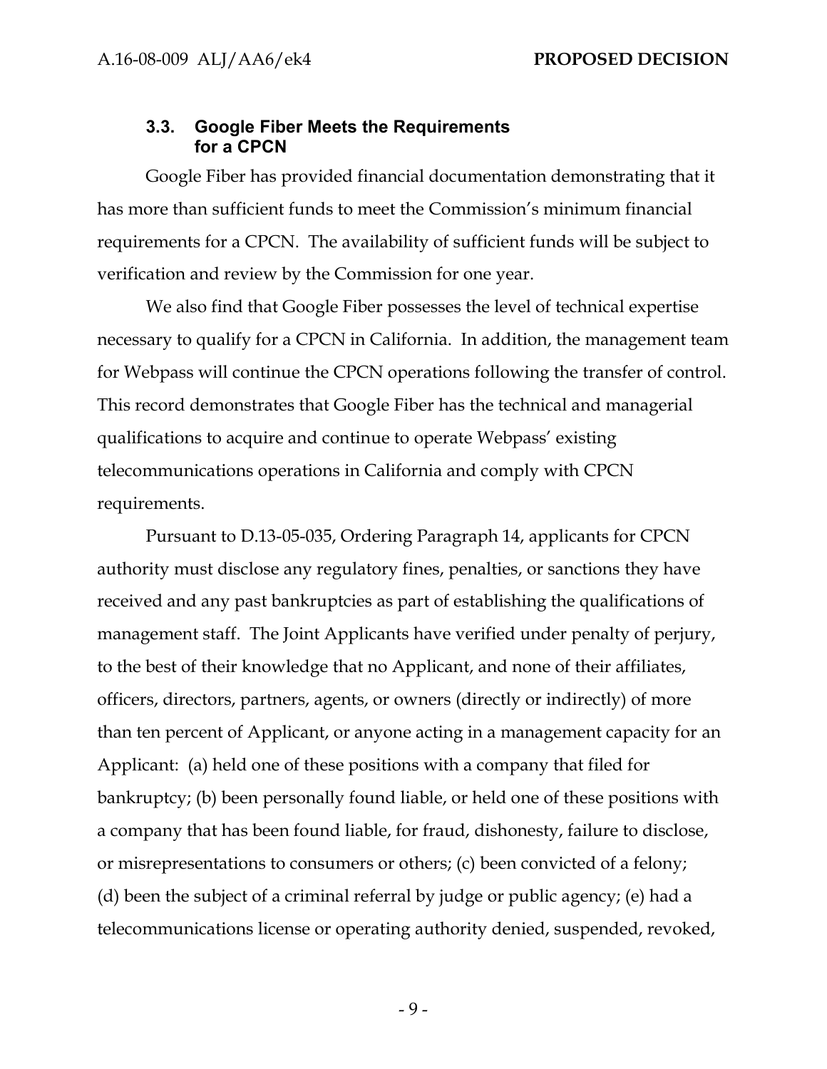### 3.3. Google Fiber Meets the Requirements for a CPCN

Google Fiber has provided financial documentation demonstrating that it has more than sufficient funds to meet the Commission's minimum financial requirements for a CPCN. The availability of sufficient funds will be subject to verification and review by the Commission for one year.

We also find that Google Fiber possesses the level of technical expertise necessary to qualify for a CPCN in California. In addition, the management team for Webpass will continue the CPCN operations following the transfer of control. This record demonstrates that Google Fiber has the technical and managerial qualifications to acquire and continue to operate Webpass' existing telecommunications operations in California and comply with CPCN requirements.

Pursuant to D.13-05-035, Ordering Paragraph 14, applicants for CPCN authority must disclose any regulatory fines, penalties, or sanctions they have received and any past bankruptcies as part of establishing the qualifications of management staff. The Joint Applicants have verified under penalty of perjury, to the best of their knowledge that no Applicant, and none of their affiliates, officers, directors, partners, agents, or owners (directly or indirectly) of more than ten percent of Applicant, or anyone acting in a management capacity for an Applicant: (a) held one of these positions with a company that filed for bankruptcy; (b) been personally found liable, or held one of these positions with a company that has been found liable, for fraud, dishonesty, failure to disclose, or misrepresentations to consumers or others; (c) been convicted of a felony; (d) been the subject of a criminal referral by judge or public agency; (e) had a telecommunications license or operating authority denied, suspended, revoked,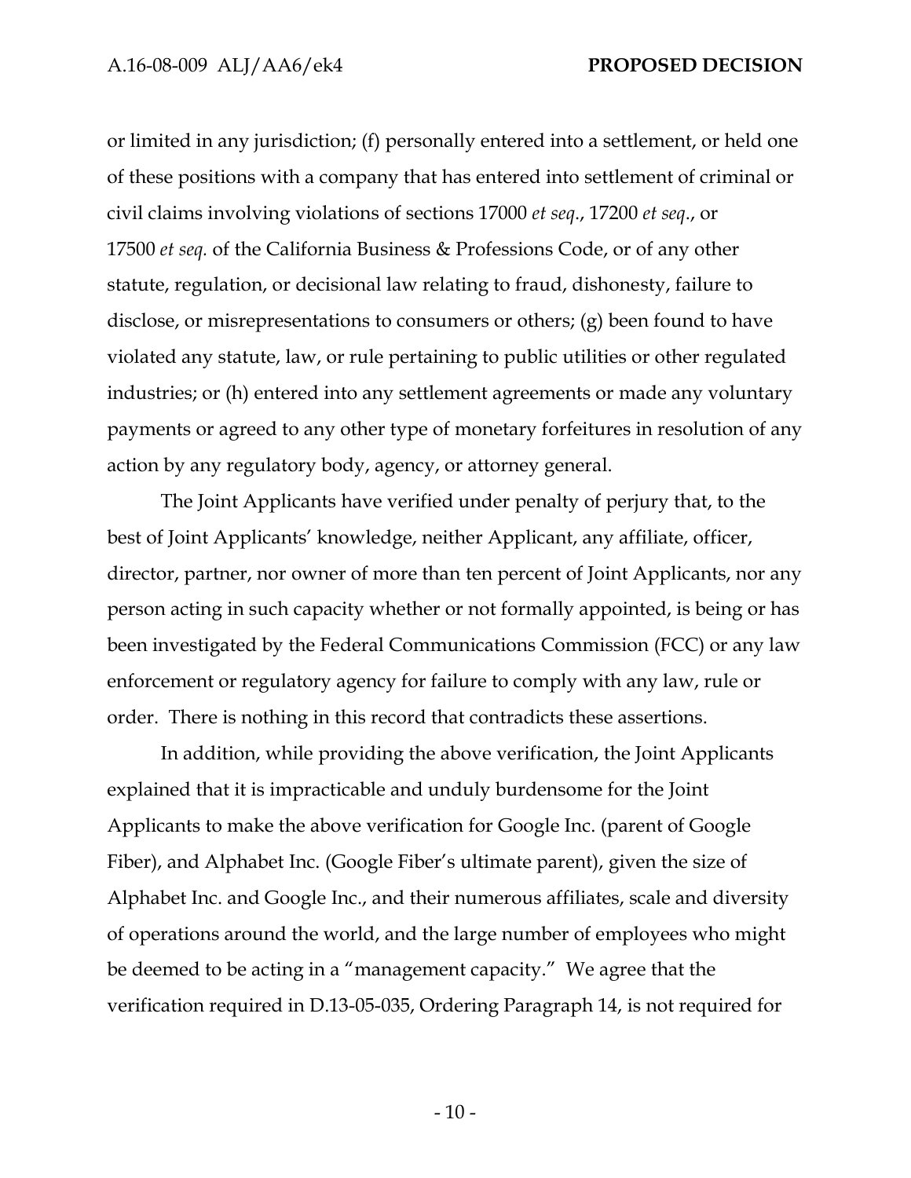or limited in any jurisdiction; (f) personally entered into a settlement, or held one of these positions with a company that has entered into settlement of criminal or civil claims involving violations of sections 17000 *et seq*., 17200 *et seq*., or 17500 *et seq.* of the California Business & Professions Code, or of any other statute, regulation, or decisional law relating to fraud, dishonesty, failure to disclose, or misrepresentations to consumers or others; (g) been found to have violated any statute, law, or rule pertaining to public utilities or other regulated industries; or (h) entered into any settlement agreements or made any voluntary payments or agreed to any other type of monetary forfeitures in resolution of any action by any regulatory body, agency, or attorney general.

The Joint Applicants have verified under penalty of perjury that, to the best of Joint Applicants' knowledge, neither Applicant, any affiliate, officer, director, partner, nor owner of more than ten percent of Joint Applicants, nor any person acting in such capacity whether or not formally appointed, is being or has been investigated by the Federal Communications Commission (FCC) or any law enforcement or regulatory agency for failure to comply with any law, rule or order. There is nothing in this record that contradicts these assertions.

In addition, while providing the above verification, the Joint Applicants explained that it is impracticable and unduly burdensome for the Joint Applicants to make the above verification for Google Inc. (parent of Google Fiber), and Alphabet Inc. (Google Fiber's ultimate parent), given the size of Alphabet Inc. and Google Inc., and their numerous affiliates, scale and diversity of operations around the world, and the large number of employees who might be deemed to be acting in a "management capacity." We agree that the verification required in D.13-05-035, Ordering Paragraph 14, is not required for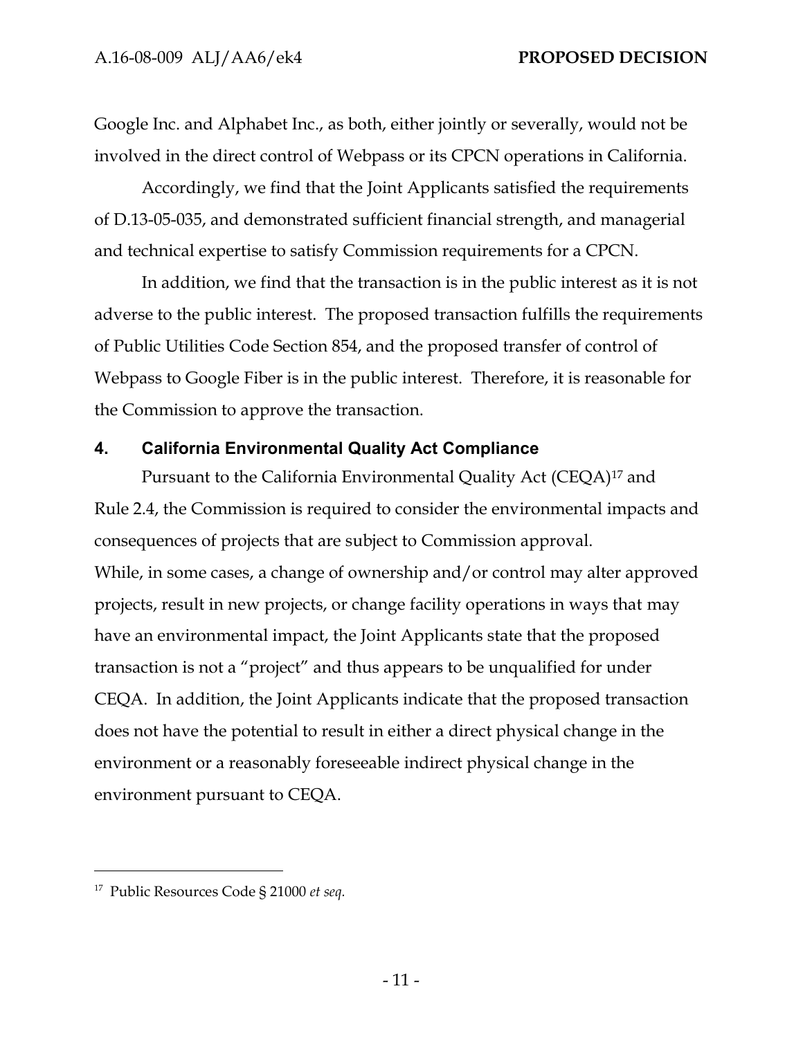Google Inc. and Alphabet Inc., as both, either jointly or severally, would not be involved in the direct control of Webpass or its CPCN operations in California.

Accordingly, we find that the Joint Applicants satisfied the requirements of D.13-05-035, and demonstrated sufficient financial strength, and managerial and technical expertise to satisfy Commission requirements for a CPCN.

In addition, we find that the transaction is in the public interest as it is not adverse to the public interest. The proposed transaction fulfills the requirements of Public Utilities Code Section 854, and the proposed transfer of control of Webpass to Google Fiber is in the public interest. Therefore, it is reasonable for the Commission to approve the transaction.

## 4. California Environmental Quality Act Compliance

Pursuant to the California Environmental Quality Act (CEQA)[17] and Rule 2.4, the Commission is required to consider the environmental impacts and consequences of projects that are subject to Commission approval. While, in some cases, a change of ownership and/or control may alter approved projects, result in new projects, or change facility operations in ways that may have an environmental impact, the Joint Applicants state that the proposed transaction is not a "project" and thus appears to be unqualified for under CEQA. In addition, the Joint Applicants indicate that the proposed transaction does not have the potential to result in either a direct physical change in the environment or a reasonably foreseeable indirect physical change in the environment pursuant to CEQA.

---

[17] Public Resources Code § 21000 *et seq.*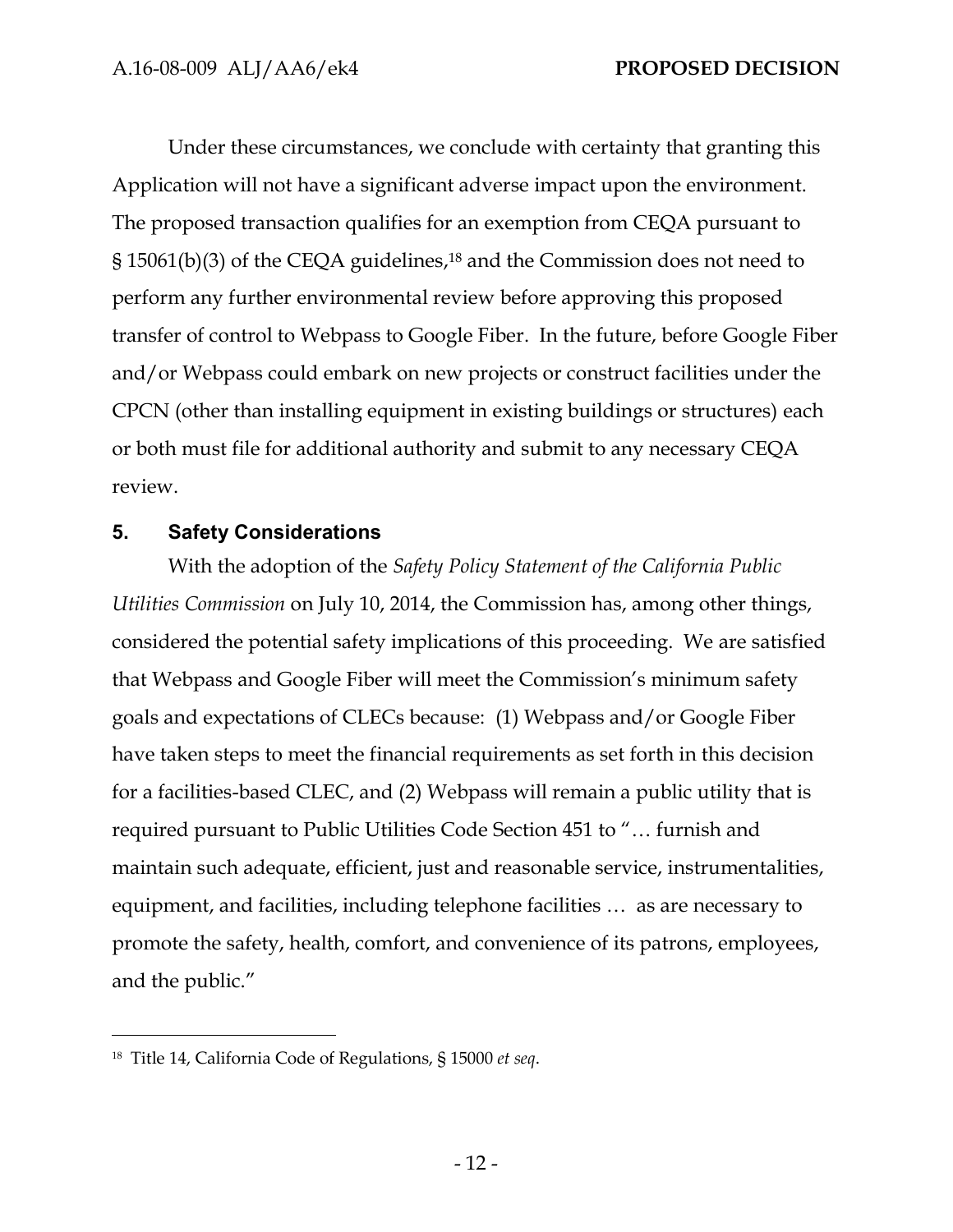Under these circumstances, we conclude with certainty that granting this Application will not have a significant adverse impact upon the environment. The proposed transaction qualifies for an exemption from CEQA pursuant to § 15061(b)(3) of the CEQA guidelines,[18] and the Commission does not need to perform any further environmental review before approving this proposed transfer of control to Webpass to Google Fiber. In the future, before Google Fiber and/or Webpass could embark on new projects or construct facilities under the CPCN (other than installing equipment in existing buildings or structures) each or both must file for additional authority and submit to any necessary CEQA review.

## 5. Safety Considerations

With the adoption of the *Safety Policy Statement of the California Public Utilities Commission* on July 10, 2014, the Commission has, among other things, considered the potential safety implications of this proceeding. We are satisfied that Webpass and Google Fiber will meet the Commission's minimum safety goals and expectations of CLECs because: (1) Webpass and/or Google Fiber have taken steps to meet the financial requirements as set forth in this decision for a facilities-based CLEC, and (2) Webpass will remain a public utility that is required pursuant to Public Utilities Code Section 451 to "… furnish and maintain such adequate, efficient, just and reasonable service, instrumentalities, equipment, and facilities, including telephone facilities … as are necessary to promote the safety, health, comfort, and convenience of its patrons, employees, and the public."

---

[18] Title 14, California Code of Regulations, § 15000 *et seq*.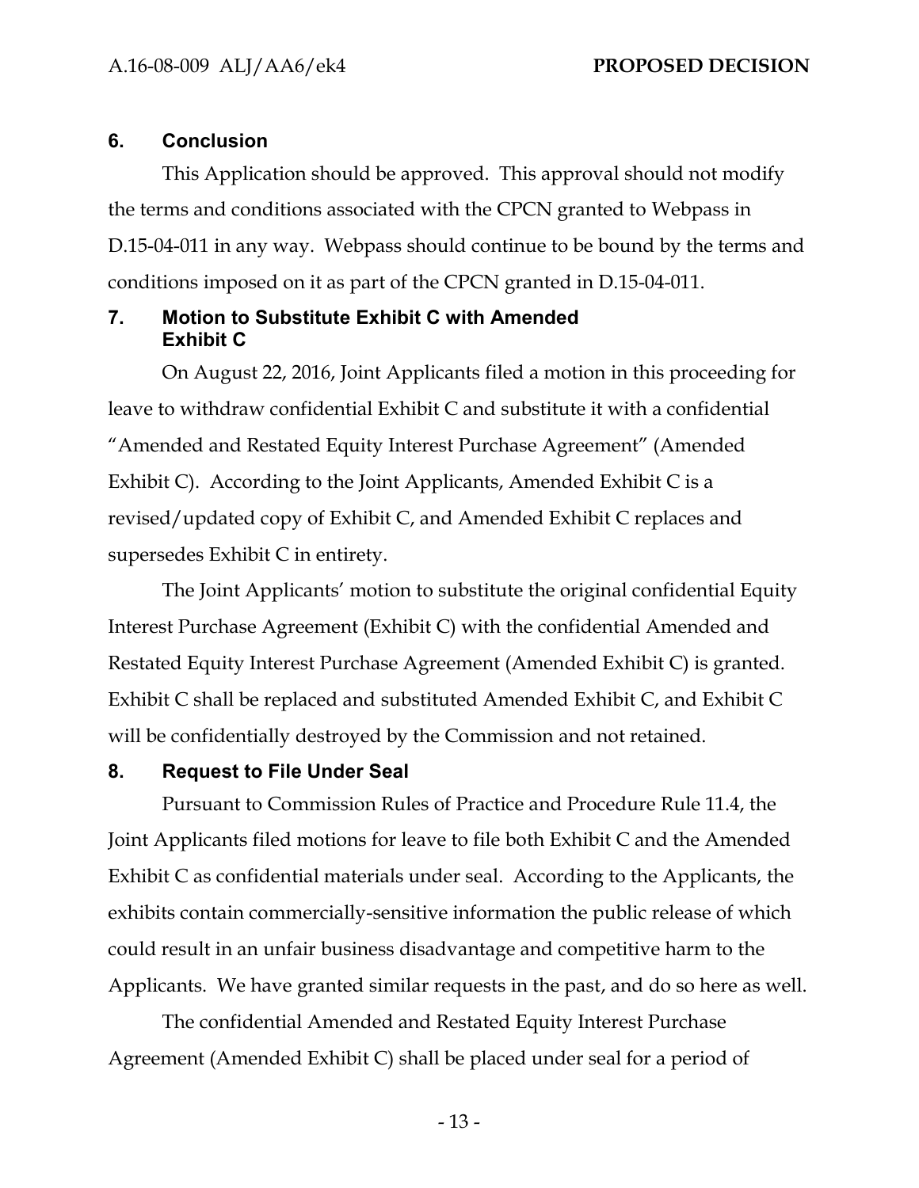## 6. Conclusion

This Application should be approved. This approval should not modify the terms and conditions associated with the CPCN granted to Webpass in D.15-04-011 in any way. Webpass should continue to be bound by the terms and conditions imposed on it as part of the CPCN granted in D.15-04-011.

## 7. Motion to Substitute Exhibit C with Amended Exhibit C

On August 22, 2016, Joint Applicants filed a motion in this proceeding for leave to withdraw confidential Exhibit C and substitute it with a confidential "Amended and Restated Equity Interest Purchase Agreement" (Amended Exhibit C). According to the Joint Applicants, Amended Exhibit C is a revised/updated copy of Exhibit C, and Amended Exhibit C replaces and supersedes Exhibit C in entirety.

The Joint Applicants' motion to substitute the original confidential Equity Interest Purchase Agreement (Exhibit C) with the confidential Amended and Restated Equity Interest Purchase Agreement (Amended Exhibit C) is granted. Exhibit C shall be replaced and substituted Amended Exhibit C, and Exhibit C will be confidentially destroyed by the Commission and not retained.

## 8. Request to File Under Seal

Pursuant to Commission Rules of Practice and Procedure Rule 11.4, the Joint Applicants filed motions for leave to file both Exhibit C and the Amended Exhibit C as confidential materials under seal. According to the Applicants, the exhibits contain commercially-sensitive information the public release of which could result in an unfair business disadvantage and competitive harm to the Applicants. We have granted similar requests in the past, and do so here as well.

The confidential Amended and Restated Equity Interest Purchase Agreement (Amended Exhibit C) shall be placed under seal for a period of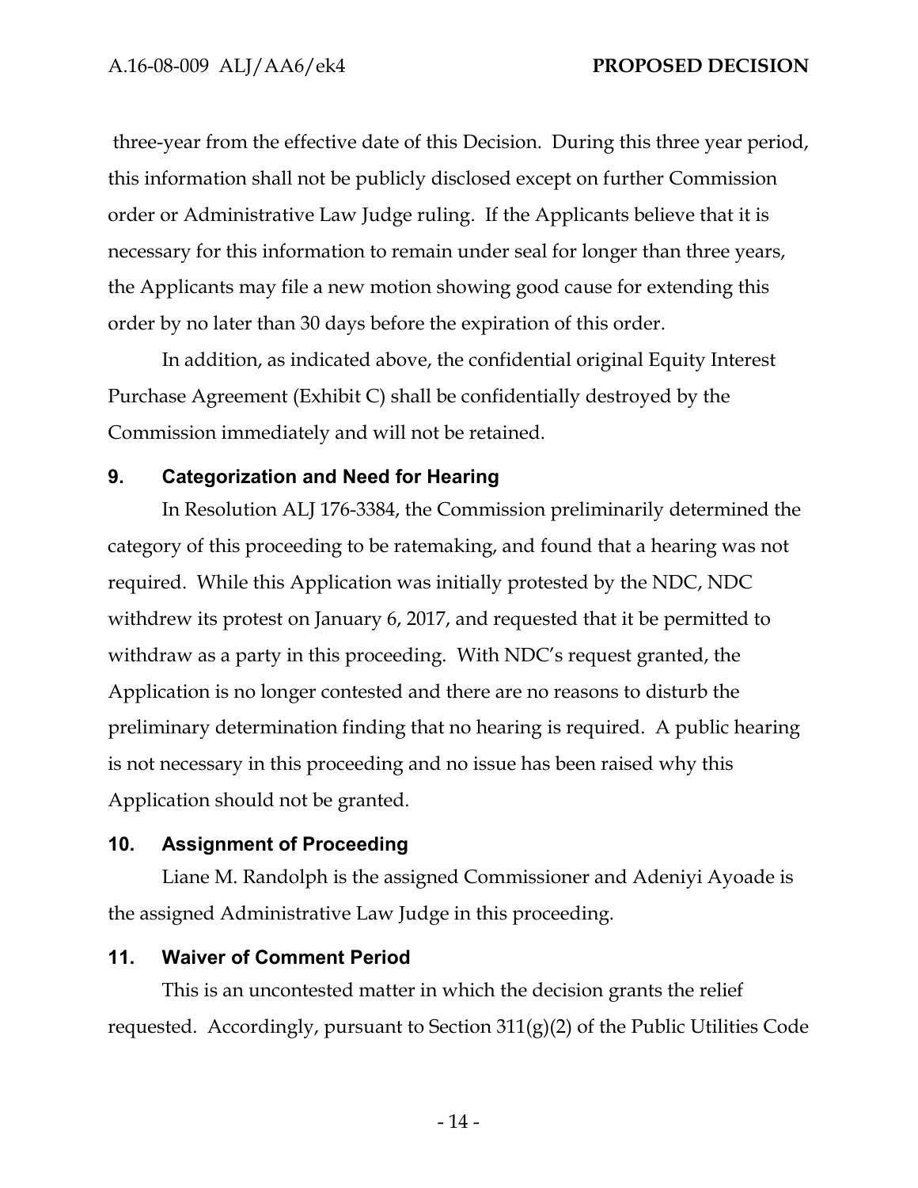three-year from the effective date of this Decision. During this three year period, this information shall not be publicly disclosed except on further Commission order or Administrative Law Judge ruling. If the Applicants believe that it is necessary for this information to remain under seal for longer than three years, the Applicants may file a new motion showing good cause for extending this order by no later than 30 days before the expiration of this order.

In addition, as indicated above, the confidential original Equity Interest Purchase Agreement (Exhibit C) shall be confidentially destroyed by the Commission immediately and will not be retained.

## 9. Categorization and Need for Hearing

In Resolution ALJ 176-3384, the Commission preliminarily determined the category of this proceeding to be ratemaking, and found that a hearing was not required. While this Application was initially protested by the NDC, NDC withdrew its protest on January 6, 2017, and requested that it be permitted to withdraw as a party in this proceeding. With NDC's request granted, the Application is no longer contested and there are no reasons to disturb the preliminary determination finding that no hearing is required. A public hearing is not necessary in this proceeding and no issue has been raised why this Application should not be granted.

## 10. Assignment of Proceeding

Liane M. Randolph is the assigned Commissioner and Adeniyi Ayoade is the assigned Administrative Law Judge in this proceeding.

## 11. Waiver of Comment Period

This is an uncontested matter in which the decision grants the relief requested. Accordingly, pursuant to Section 311(g)(2) of the Public Utilities Code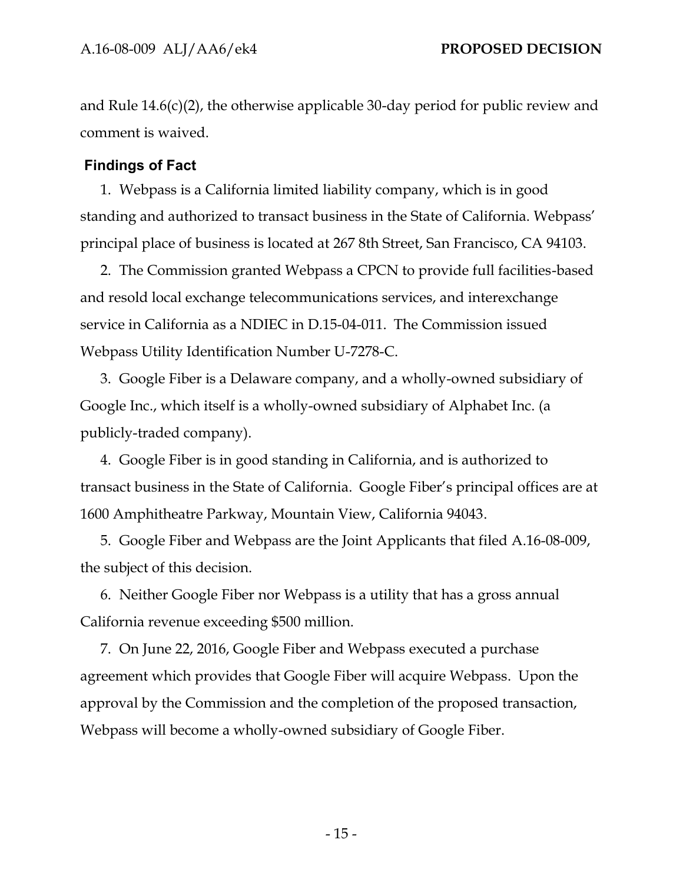and Rule 14.6(c)(2), the otherwise applicable 30-day period for public review and comment is waived.

## Findings of Fact

1. Webpass is a California limited liability company, which is in good standing and authorized to transact business in the State of California. Webpass' principal place of business is located at 267 8th Street, San Francisco, CA 94103.

2. The Commission granted Webpass a CPCN to provide full facilities-based and resold local exchange telecommunications services, and interexchange service in California as a NDIEC in D.15-04-011. The Commission issued Webpass Utility Identification Number U-7278-C.

3. Google Fiber is a Delaware company, and a wholly-owned subsidiary of Google Inc., which itself is a wholly-owned subsidiary of Alphabet Inc. (a publicly-traded company).

4. Google Fiber is in good standing in California, and is authorized to transact business in the State of California. Google Fiber's principal offices are at 1600 Amphitheatre Parkway, Mountain View, California 94043.

5. Google Fiber and Webpass are the Joint Applicants that filed A.16-08-009, the subject of this decision.

6. Neither Google Fiber nor Webpass is a utility that has a gross annual California revenue exceeding $500 million.

7. On June 22, 2016, Google Fiber and Webpass executed a purchase agreement which provides that Google Fiber will acquire Webpass. Upon the approval by the Commission and the completion of the proposed transaction, Webpass will become a wholly-owned subsidiary of Google Fiber.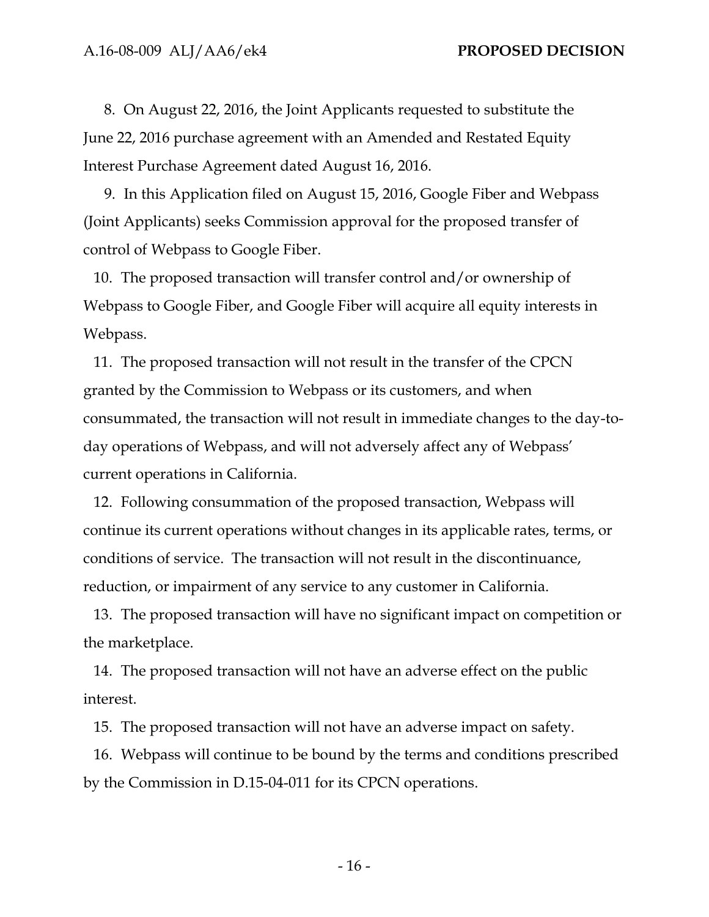8. On August 22, 2016, the Joint Applicants requested to substitute the June 22, 2016 purchase agreement with an Amended and Restated Equity Interest Purchase Agreement dated August 16, 2016.

9. In this Application filed on August 15, 2016, Google Fiber and Webpass (Joint Applicants) seeks Commission approval for the proposed transfer of control of Webpass to Google Fiber.

10. The proposed transaction will transfer control and/or ownership of Webpass to Google Fiber, and Google Fiber will acquire all equity interests in Webpass.

11. The proposed transaction will not result in the transfer of the CPCN granted by the Commission to Webpass or its customers, and when consummated, the transaction will not result in immediate changes to the day-to-day operations of Webpass, and will not adversely affect any of Webpass' current operations in California.

12. Following consummation of the proposed transaction, Webpass will continue its current operations without changes in its applicable rates, terms, or conditions of service. The transaction will not result in the discontinuance, reduction, or impairment of any service to any customer in California.

13. The proposed transaction will have no significant impact on competition or the marketplace.

14. The proposed transaction will not have an adverse effect on the public interest.

15. The proposed transaction will not have an adverse impact on safety.

16. Webpass will continue to be bound by the terms and conditions prescribed by the Commission in D.15-04-011 for its CPCN operations.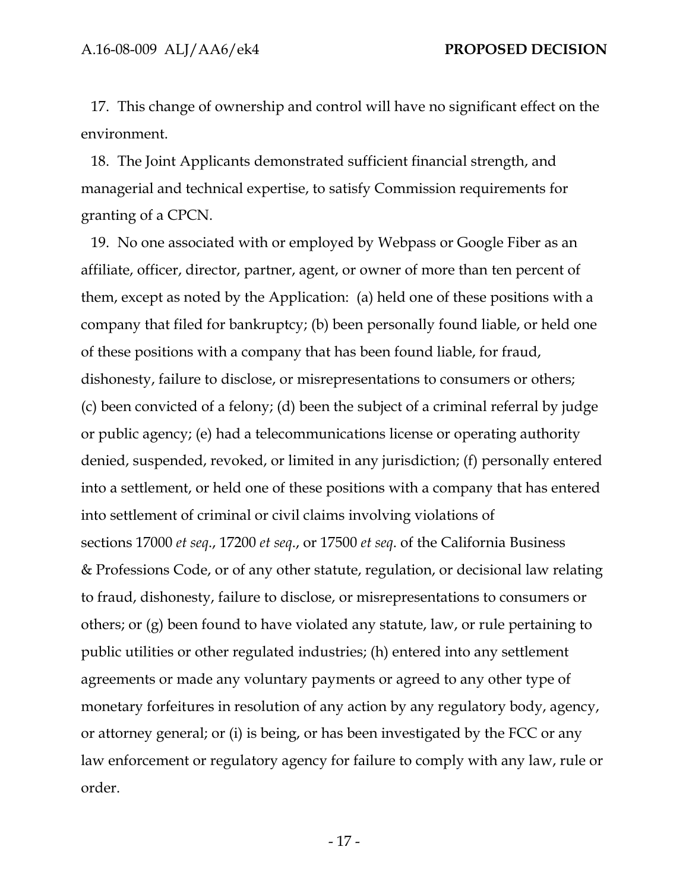17. This change of ownership and control will have no significant effect on the environment.

18. The Joint Applicants demonstrated sufficient financial strength, and managerial and technical expertise, to satisfy Commission requirements for granting of a CPCN.

19. No one associated with or employed by Webpass or Google Fiber as an affiliate, officer, director, partner, agent, or owner of more than ten percent of them, except as noted by the Application: (a) held one of these positions with a company that filed for bankruptcy; (b) been personally found liable, or held one of these positions with a company that has been found liable, for fraud, dishonesty, failure to disclose, or misrepresentations to consumers or others; (c) been convicted of a felony; (d) been the subject of a criminal referral by judge or public agency; (e) had a telecommunications license or operating authority denied, suspended, revoked, or limited in any jurisdiction; (f) personally entered into a settlement, or held one of these positions with a company that has entered into settlement of criminal or civil claims involving violations of sections 17000 *et seq*., 17200 *et seq*., or 17500 *et seq*. of the California Business & Professions Code, or of any other statute, regulation, or decisional law relating to fraud, dishonesty, failure to disclose, or misrepresentations to consumers or others; or (g) been found to have violated any statute, law, or rule pertaining to public utilities or other regulated industries; (h) entered into any settlement agreements or made any voluntary payments or agreed to any other type of monetary forfeitures in resolution of any action by any regulatory body, agency, or attorney general; or (i) is being, or has been investigated by the FCC or any law enforcement or regulatory agency for failure to comply with any law, rule or order.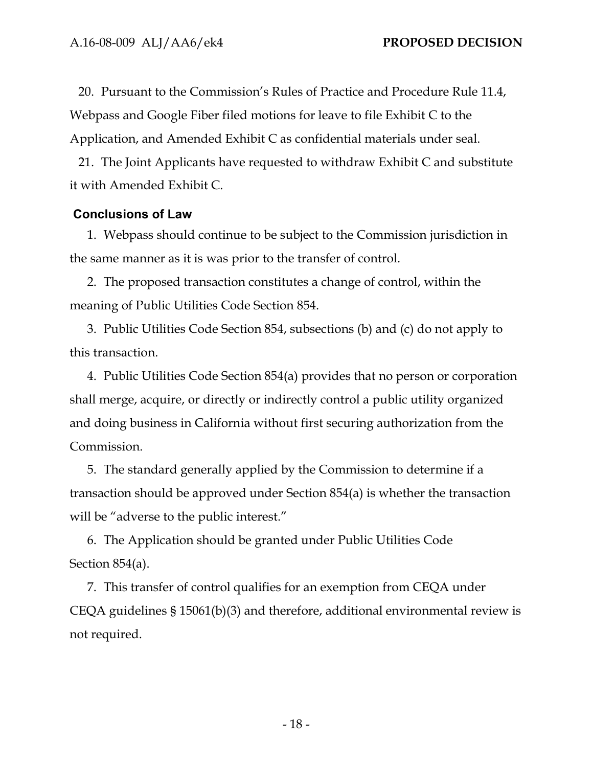20. Pursuant to the Commission's Rules of Practice and Procedure Rule 11.4, Webpass and Google Fiber filed motions for leave to file Exhibit C to the Application, and Amended Exhibit C as confidential materials under seal.

21. The Joint Applicants have requested to withdraw Exhibit C and substitute it with Amended Exhibit C.

## Conclusions of Law

1. Webpass should continue to be subject to the Commission jurisdiction in the same manner as it is was prior to the transfer of control.

2. The proposed transaction constitutes a change of control, within the meaning of Public Utilities Code Section 854.

3. Public Utilities Code Section 854, subsections (b) and (c) do not apply to this transaction.

4. Public Utilities Code Section 854(a) provides that no person or corporation shall merge, acquire, or directly or indirectly control a public utility organized and doing business in California without first securing authorization from the Commission.

5. The standard generally applied by the Commission to determine if a transaction should be approved under Section 854(a) is whether the transaction will be "adverse to the public interest."

6. The Application should be granted under Public Utilities Code Section 854(a).

7. This transfer of control qualifies for an exemption from CEQA under CEQA guidelines § 15061(b)(3) and therefore, additional environmental review is not required.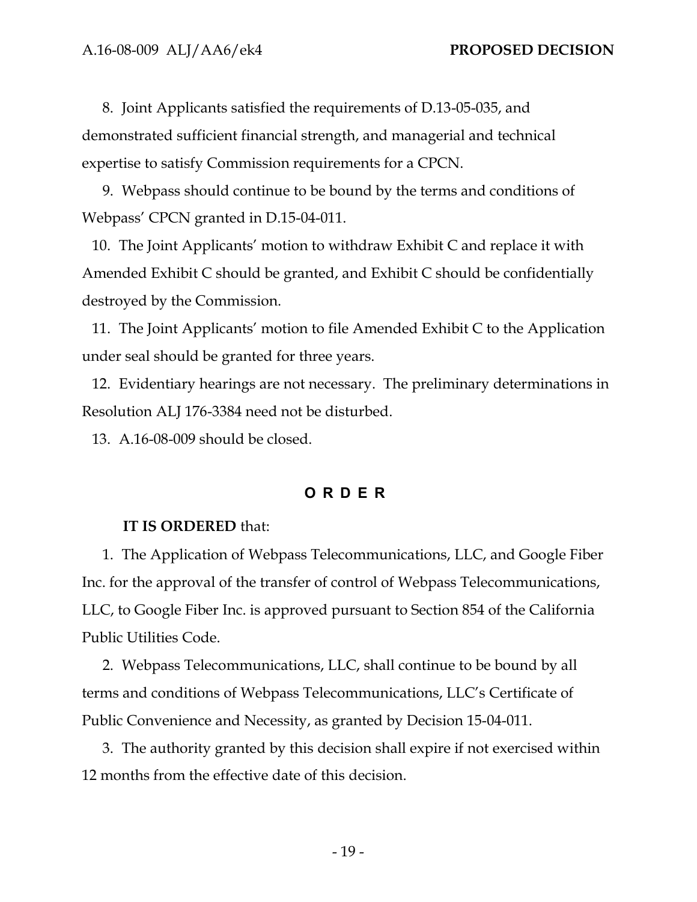8. Joint Applicants satisfied the requirements of D.13-05-035, and demonstrated sufficient financial strength, and managerial and technical expertise to satisfy Commission requirements for a CPCN.

9. Webpass should continue to be bound by the terms and conditions of Webpass' CPCN granted in D.15-04-011.

10. The Joint Applicants' motion to withdraw Exhibit C and replace it with Amended Exhibit C should be granted, and Exhibit C should be confidentially destroyed by the Commission.

11. The Joint Applicants' motion to file Amended Exhibit C to the Application under seal should be granted for three years.

12. Evidentiary hearings are not necessary. The preliminary determinations in Resolution ALJ 176-3384 need not be disturbed.

13. A.16-08-009 should be closed.

## O R D E R

**IT IS ORDERED** that:

1. The Application of Webpass Telecommunications, LLC, and Google Fiber Inc. for the approval of the transfer of control of Webpass Telecommunications, LLC, to Google Fiber Inc. is approved pursuant to Section 854 of the California Public Utilities Code.

2. Webpass Telecommunications, LLC, shall continue to be bound by all terms and conditions of Webpass Telecommunications, LLC's Certificate of Public Convenience and Necessity, as granted by Decision 15-04-011.

3. The authority granted by this decision shall expire if not exercised within 12 months from the effective date of this decision.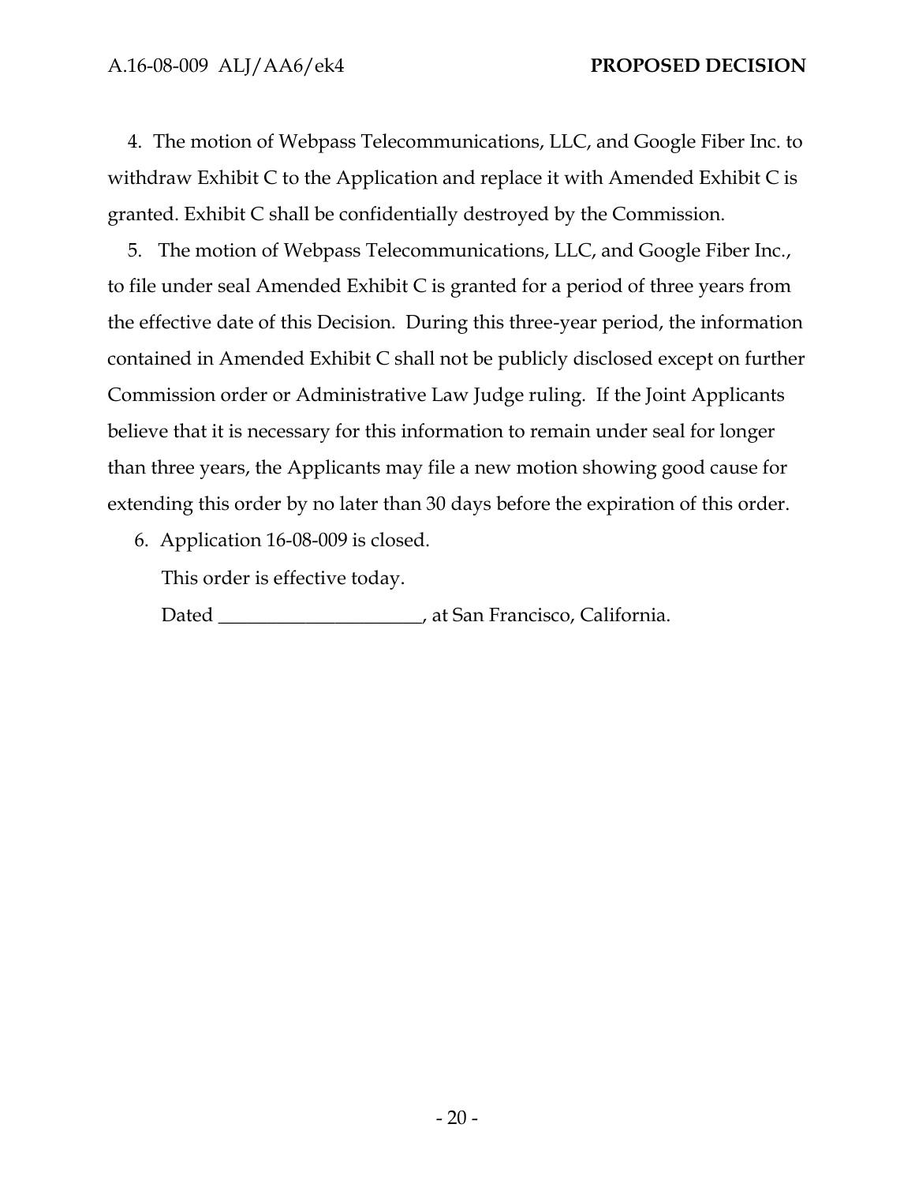4. The motion of Webpass Telecommunications, LLC, and Google Fiber Inc. to withdraw Exhibit C to the Application and replace it with Amended Exhibit C is granted. Exhibit C shall be confidentially destroyed by the Commission.

5. The motion of Webpass Telecommunications, LLC, and Google Fiber Inc., to file under seal Amended Exhibit C is granted for a period of three years from the effective date of this Decision. During this three-year period, the information contained in Amended Exhibit C shall not be publicly disclosed except on further Commission order or Administrative Law Judge ruling. If the Joint Applicants believe that it is necessary for this information to remain under seal for longer than three years, the Applicants may file a new motion showing good cause for extending this order by no later than 30 days before the expiration of this order.

6. Application 16-08-009 is closed.

This order is effective today.

Dated _____________________, at San Francisco, California.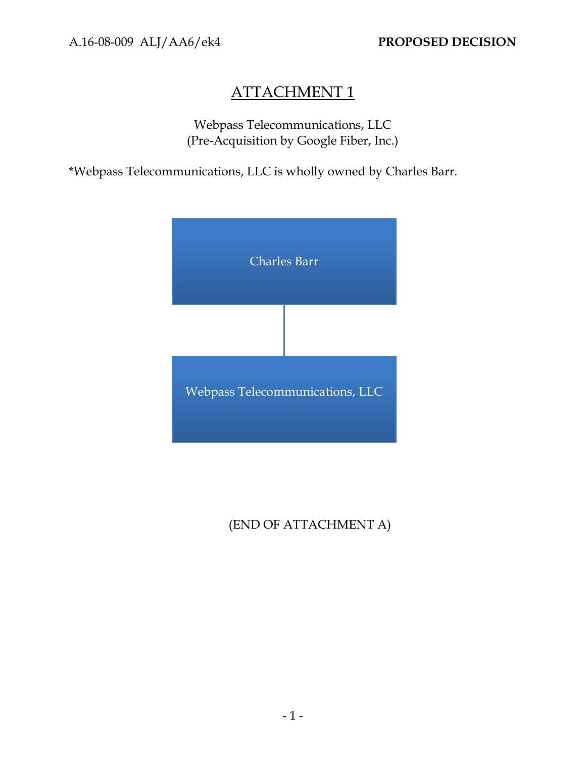# ATTACHMENT 1

Webpass Telecommunications, LLC
(Pre-Acquisition by Google Fiber, Inc.)

*Webpass Telecommunications, LLC is wholly owned by Charles Barr.

Charles Barr

Webpass Telecommunications, LLC

(END OF ATTACHMENT A)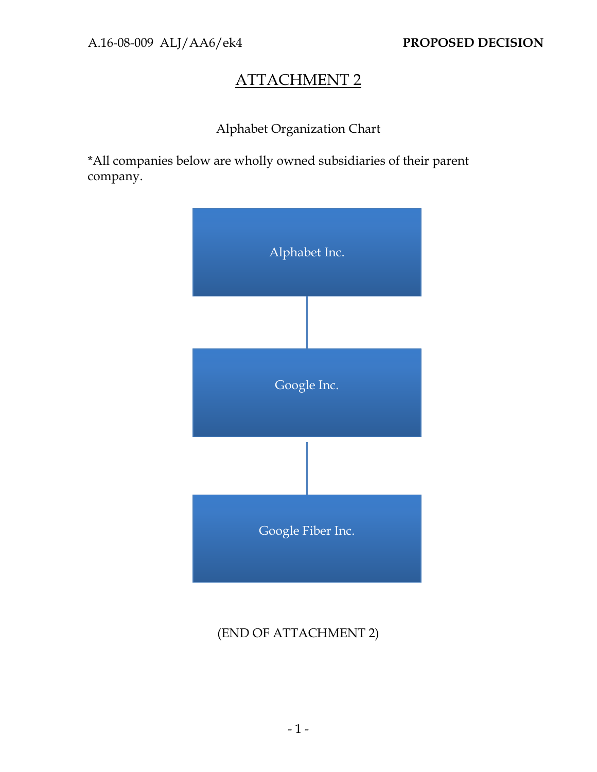# ATTACHMENT 2

Alphabet Organization Chart

*All companies below are wholly owned subsidiaries of their parent company.

Alphabet Inc.

Google Inc.

Google Fiber Inc.

(END OF ATTACHMENT 2)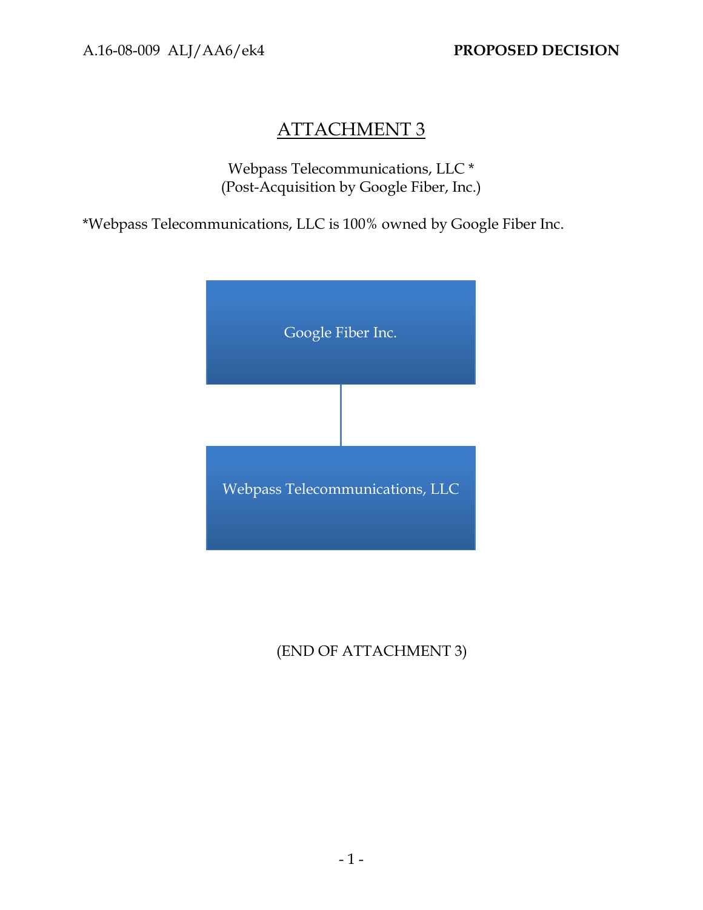# ATTACHMENT 3

Webpass Telecommunications, LLC *
(Post-Acquisition by Google Fiber, Inc.)

*Webpass Telecommunications, LLC is 100% owned by Google Fiber Inc.

Google Fiber Inc.

Webpass Telecommunications, LLC

(END OF ATTACHMENT 3)